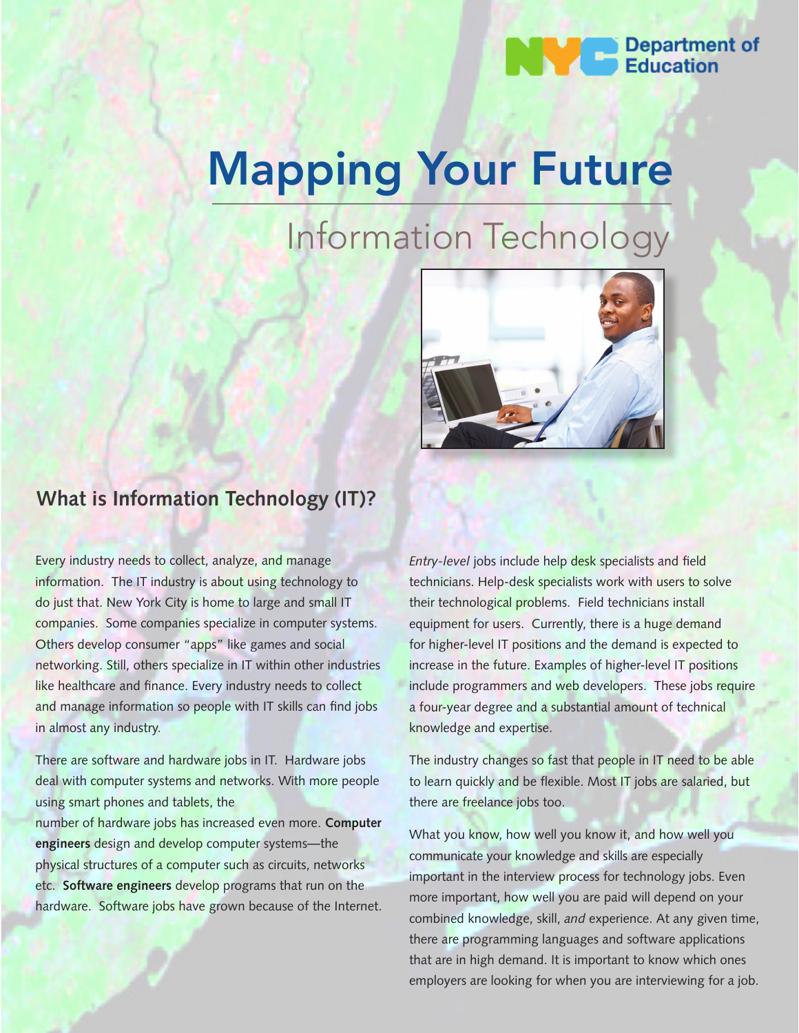NYC Department of Education

# Mapping Your Future

## Information Technology

### What is Information Technology (IT)?

Every industry needs to collect, analyze, and manage information. The IT industry is about using technology to do just that. New York City is home to large and small IT companies. Some companies specialize in computer systems. Others develop consumer "apps" like games and social networking. Still, others specialize in IT within other industries like healthcare and finance. Every industry needs to collect and manage information so people with IT skills can find jobs in almost any industry.

There are software and hardware jobs in IT. Hardware jobs deal with computer systems and networks. With more people using smart phones and tablets, the number of hardware jobs has increased even more. **Computer engineers** design and develop computer systems—the physical structures of a computer such as circuits, networks etc. **Software engineers** develop programs that run on the hardware. Software jobs have grown because of the Internet.

*Entry-level* jobs include help desk specialists and field technicians. Help-desk specialists work with users to solve their technological problems. Field technicians install equipment for users. Currently, there is a huge demand for higher-level IT positions and the demand is expected to increase in the future. Examples of higher-level IT positions include programmers and web developers. These jobs require a four-year degree and a substantial amount of technical knowledge and expertise.

The industry changes so fast that people in IT need to be able to learn quickly and be flexible. Most IT jobs are salaried, but there are freelance jobs too.

What you know, how well you know it, and how well you communicate your knowledge and skills are especially important in the interview process for technology jobs. Even more important, how well you are paid will depend on your combined knowledge, skill, *and* experience. At any given time, there are programming languages and software applications that are in high demand. It is important to know which ones employers are looking for when you are interviewing for a job.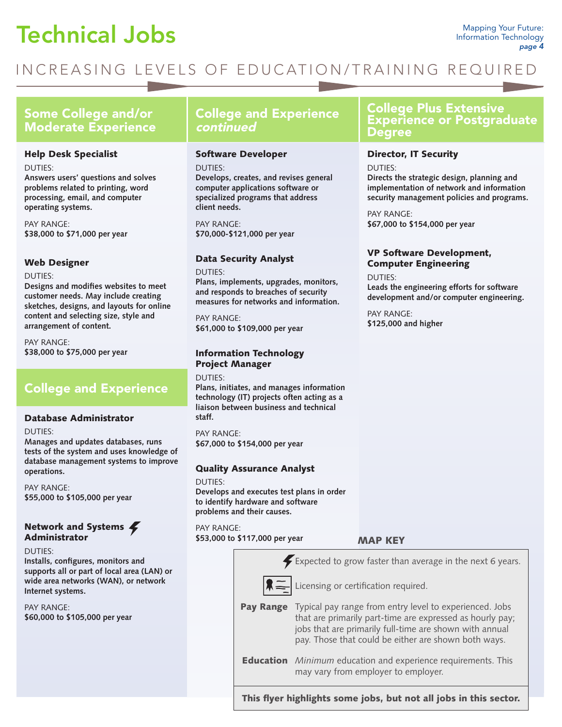# Technical Jobs

INCREASING LEVELS OF EDUCATION/TRAINING REQUIRED

## Some College and/or Moderate Experience

### Help Desk Specialist

DUTIES:
**Answers users' questions and solves problems related to printing, word processing, email, and computer operating systems.**

PAY RANGE:
**$38,000 to $71,000 per year**

### Web Designer

DUTIES:
**Designs and modifies websites to meet customer needs. May include creating sketches, designs, and layouts for online content and selecting size, style and arrangement of content.**

PAY RANGE:
**$38,000 to $75,000 per year**

## College and Experience

### Database Administrator

DUTIES:
**Manages and updates databases, runs tests of the system and uses knowledge of database management systems to improve operations.**

PAY RANGE:
**$55,000 to $105,000 per year**

### Network and Systems Administrator ⚡

DUTIES:
**Installs, configures, monitors and supports all or part of local area (LAN) or wide area networks (WAN), or network Internet systems.**

PAY RANGE:
**$60,000 to $105,000 per year**

## College and Experience *continued*

### Software Developer

DUTIES:
**Develops, creates, and revises general computer applications software or specialized programs that address client needs.**

PAY RANGE:
**$70,000-$121,000 per year**

### Data Security Analyst

DUTIES:
**Plans, implements, upgrades, monitors, and responds to breaches of security measures for networks and information.**

PAY RANGE:
**$61,000 to $109,000 per year**

### Information Technology Project Manager

DUTIES:
**Plans, initiates, and manages information technology (IT) projects often acting as a liaison between business and technical staff.**

PAY RANGE:
**$67,000 to $154,000 per year**

### Quality Assurance Analyst

DUTIES:
**Develops and executes test plans in order to identify hardware and software problems and their causes.**

PAY RANGE:
**$53,000 to $117,000 per year**

## College Plus Extensive Experience or Postgraduate Degree

### Director, IT Security

DUTIES:
**Directs the strategic design, planning and implementation of network and information security management policies and programs.**

PAY RANGE:
**$67,000 to $154,000 per year**

### VP Software Development, Computer Engineering

DUTIES:
**Leads the engineering efforts for software development and/or computer engineering.**

PAY RANGE:
**$125,000 and higher**

### MAP KEY

⚡ Expected to grow faster than average in the next 6 years.

Licensing or certification required.

**Pay Range** Typical pay range from entry level to experienced. Jobs that are primarily part-time are expressed as hourly pay; jobs that are primarily full-time are shown with annual pay. Those that could be either are shown both ways.

**Education** *Minimum* education and experience requirements. This may vary from employer to employer.

**This flyer highlights some jobs, but not all jobs in this sector.**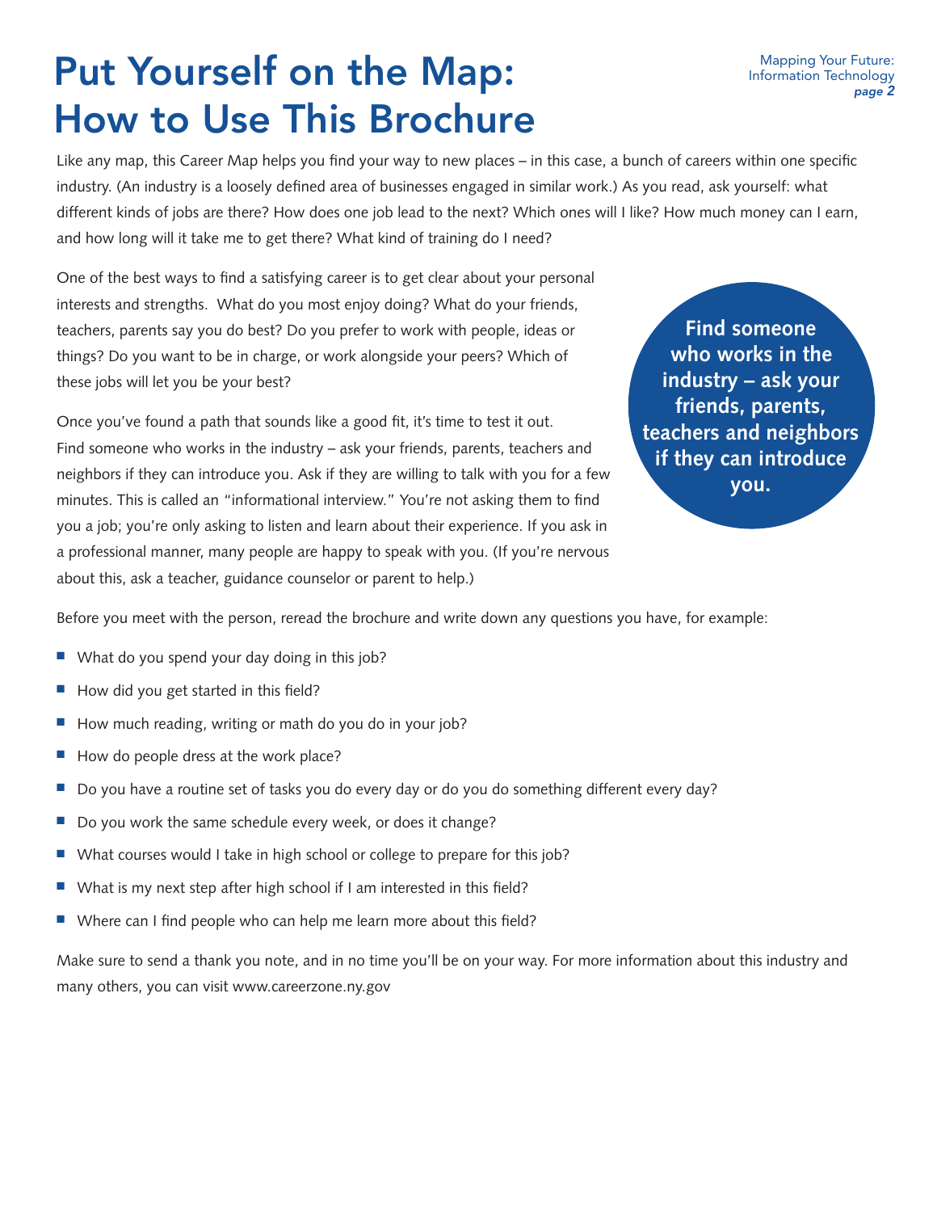# Put Yourself on the Map: How to Use This Brochure

Like any map, this Career Map helps you find your way to new places – in this case, a bunch of careers within one specific industry. (An industry is a loosely defined area of businesses engaged in similar work.) As you read, ask yourself: what different kinds of jobs are there? How does one job lead to the next? Which ones will I like? How much money can I earn, and how long will it take me to get there? What kind of training do I need?

One of the best ways to find a satisfying career is to get clear about your personal interests and strengths. What do you most enjoy doing? What do your friends, teachers, parents say you do best? Do you prefer to work with people, ideas or things? Do you want to be in charge, or work alongside your peers? Which of these jobs will let you be your best?

**Find someone who works in the industry – ask your friends, parents, teachers and neighbors if they can introduce you.**

Once you've found a path that sounds like a good fit, it's time to test it out. Find someone who works in the industry – ask your friends, parents, teachers and neighbors if they can introduce you. Ask if they are willing to talk with you for a few minutes. This is called an "informational interview." You're not asking them to find you a job; you're only asking to listen and learn about their experience. If you ask in a professional manner, many people are happy to speak with you. (If you're nervous about this, ask a teacher, guidance counselor or parent to help.)

Before you meet with the person, reread the brochure and write down any questions you have, for example:

- What do you spend your day doing in this job?
- How did you get started in this field?
- How much reading, writing or math do you do in your job?
- How do people dress at the work place?
- Do you have a routine set of tasks you do every day or do you do something different every day?
- Do you work the same schedule every week, or does it change?
- What courses would I take in high school or college to prepare for this job?
- What is my next step after high school if I am interested in this field?
- Where can I find people who can help me learn more about this field?

Make sure to send a thank you note, and in no time you'll be on your way. For more information about this industry and many others, you can visit www.careerzone.ny.gov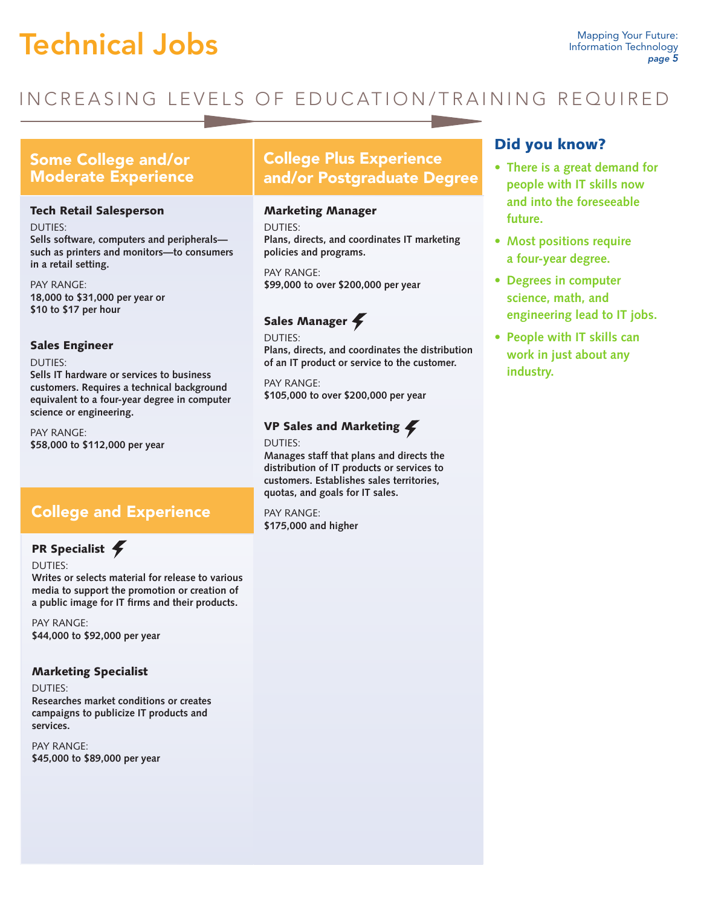# Technical Jobs

INCREASING LEVELS OF EDUCATION/TRAINING REQUIRED

## Some College and/or Moderate Experience

### Tech Retail Salesperson

DUTIES:
**Sells software, computers and peripherals—such as printers and monitors—to consumers in a retail setting.**

PAY RANGE:
**18,000 to $31,000 per year or $10 to $17 per hour**

### Sales Engineer

DUTIES:
**Sells IT hardware or services to business customers. Requires a technical background equivalent to a four-year degree in computer science or engineering.**

PAY RANGE:
**$58,000 to $112,000 per year**

## College and Experience

### PR Specialist ⚡

DUTIES:
**Writes or selects material for release to various media to support the promotion or creation of a public image for IT firms and their products.**

PAY RANGE:
**$44,000 to $92,000 per year**

### Marketing Specialist

DUTIES:
**Researches market conditions or creates campaigns to publicize IT products and services.**

PAY RANGE:
**$45,000 to $89,000 per year**

## College Plus Experience and/or Postgraduate Degree

### Marketing Manager

DUTIES:
**Plans, directs, and coordinates IT marketing policies and programs.**

PAY RANGE:
**$99,000 to over $200,000 per year**

### Sales Manager ⚡

DUTIES:
**Plans, directs, and coordinates the distribution of an IT product or service to the customer.**

PAY RANGE:
**$105,000 to over $200,000 per year**

### VP Sales and Marketing ⚡

DUTIES:
**Manages staff that plans and directs the distribution of IT products or services to customers. Establishes sales territories, quotas, and goals for IT sales.**

PAY RANGE:
**$175,000 and higher**

## Did you know?

- **There is a great demand for people with IT skills now and into the foreseeable future.**
- **Most positions require a four-year degree.**
- **Degrees in computer science, math, and engineering lead to IT jobs.**
- **People with IT skills can work in just about any industry.**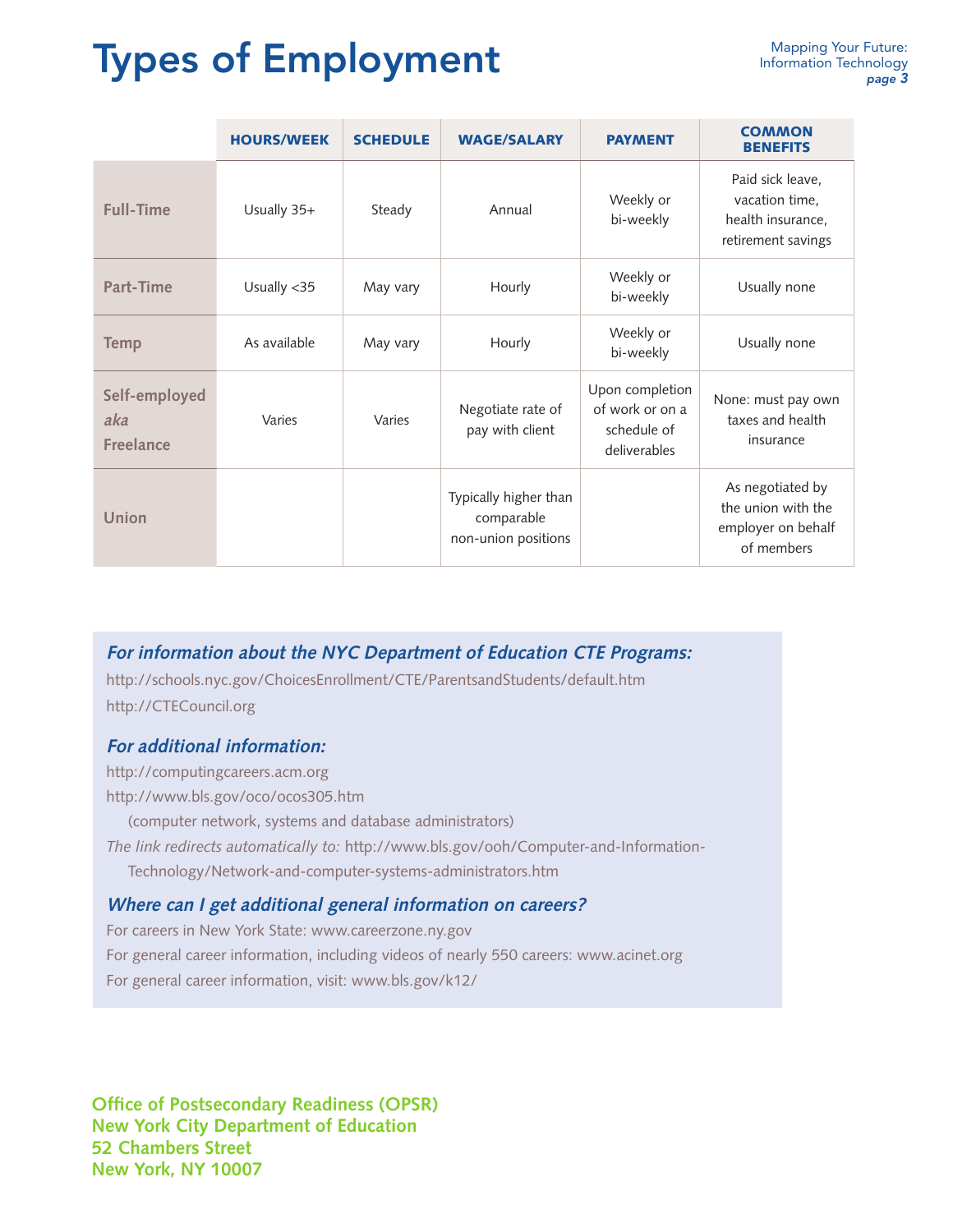# Types of Employment

| | HOURS/WEEK | SCHEDULE | WAGE/SALARY | PAYMENT | COMMON BENEFITS |
|---|---|---|---|---|---|
| **Full-Time** | Usually 35+ | Steady | Annual | Weekly or bi-weekly | Paid sick leave, vacation time, health insurance, retirement savings |
| **Part-Time** | Usually <35 | May vary | Hourly | Weekly or bi-weekly | Usually none |
| **Temp** | As available | May vary | Hourly | Weekly or bi-weekly | Usually none |
| **Self-employed *aka* Freelance** | Varies | Varies | Negotiate rate of pay with client | Upon completion of work or on a schedule of deliverables | None: must pay own taxes and health insurance |
| **Union** | | | Typically higher than comparable non-union positions | | As negotiated by the union with the employer on behalf of members |

***For information about the NYC Department of Education CTE Programs:***

http://schools.nyc.gov/ChoicesEnrollment/CTE/ParentsandStudents/default.htm

http://CTECouncil.org

***For additional information:***

http://computingcareers.acm.org

http://www.bls.gov/oco/ocos305.htm

(computer network, systems and database administrators)

*The link redirects automatically to:* http://www.bls.gov/ooh/Computer-and-Information-Technology/Network-and-computer-systems-administrators.htm

***Where can I get additional general information on careers?***

For careers in New York State: www.careerzone.ny.gov

For general career information, including videos of nearly 550 careers: www.acinet.org

For general career information, visit: www.bls.gov/k12/

**Office of Postsecondary Readiness (OPSR)**
**New York City Department of Education**
**52 Chambers Street**
**New York, NY 10007**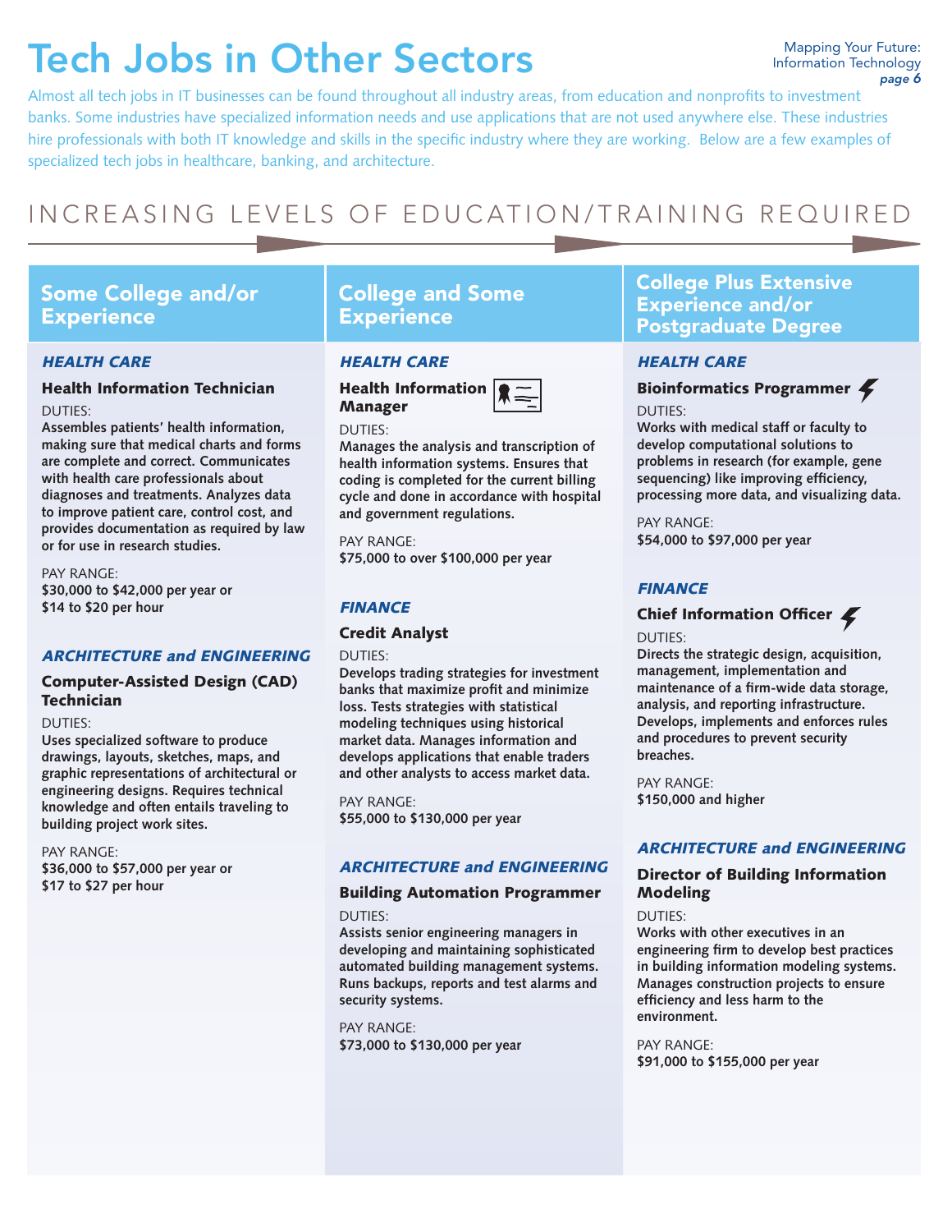# Tech Jobs in Other Sectors

Almost all tech jobs in IT businesses can be found throughout all industry areas, from education and nonprofits to investment banks. Some industries have specialized information needs and use applications that are not used anywhere else. These industries hire professionals with both IT knowledge and skills in the specific industry where they are working. Below are a few examples of specialized tech jobs in healthcare, banking, and architecture.

## INCREASING LEVELS OF EDUCATION/TRAINING REQUIRED

## Some College and/or Experience

### *HEALTH CARE*

**Health Information Technician**

DUTIES:
**Assembles patients' health information, making sure that medical charts and forms are complete and correct. Communicates with health care professionals about diagnoses and treatments. Analyzes data to improve patient care, control cost, and provides documentation as required by law or for use in research studies.**

PAY RANGE:
**$30,000 to $42,000 per year or $14 to $20 per hour**

### *ARCHITECTURE and ENGINEERING*

**Computer-Assisted Design (CAD) Technician**

DUTIES:
**Uses specialized software to produce drawings, layouts, sketches, maps, and graphic representations of architectural or engineering designs. Requires technical knowledge and often entails traveling to building project work sites.**

PAY RANGE:
**$36,000 to $57,000 per year or $17 to $27 per hour**

## College and Some Experience

### *HEALTH CARE*

**Health Information Manager**

DUTIES:
**Manages the analysis and transcription of health information systems. Ensures that coding is completed for the current billing cycle and done in accordance with hospital and government regulations.**

PAY RANGE:
**$75,000 to over $100,000 per year**

### *FINANCE*

**Credit Analyst**

DUTIES:
**Develops trading strategies for investment banks that maximize profit and minimize loss. Tests strategies with statistical modeling techniques using historical market data. Manages information and develops applications that enable traders and other analysts to access market data.**

PAY RANGE:
**$55,000 to $130,000 per year**

### *ARCHITECTURE and ENGINEERING*

**Building Automation Programmer**

DUTIES:
**Assists senior engineering managers in developing and maintaining sophisticated automated building management systems. Runs backups, reports and test alarms and security systems.**

PAY RANGE:
**$73,000 to $130,000 per year**

## College Plus Extensive Experience and/or Postgraduate Degree

### *HEALTH CARE*

**Bioinformatics Programmer**

DUTIES:
**Works with medical staff or faculty to develop computational solutions to problems in research (for example, gene sequencing) like improving efficiency, processing more data, and visualizing data.**

PAY RANGE:
**$54,000 to $97,000 per year**

### *FINANCE*

**Chief Information Officer**

DUTIES:
**Directs the strategic design, acquisition, management, implementation and maintenance of a firm-wide data storage, analysis, and reporting infrastructure. Develops, implements and enforces rules and procedures to prevent security breaches.**

PAY RANGE:
**$150,000 and higher**

### *ARCHITECTURE and ENGINEERING*

**Director of Building Information Modeling**

DUTIES:
**Works with other executives in an engineering firm to develop best practices in building information modeling systems. Manages construction projects to ensure efficiency and less harm to the environment.**

PAY RANGE:
**$91,000 to $155,000 per year**